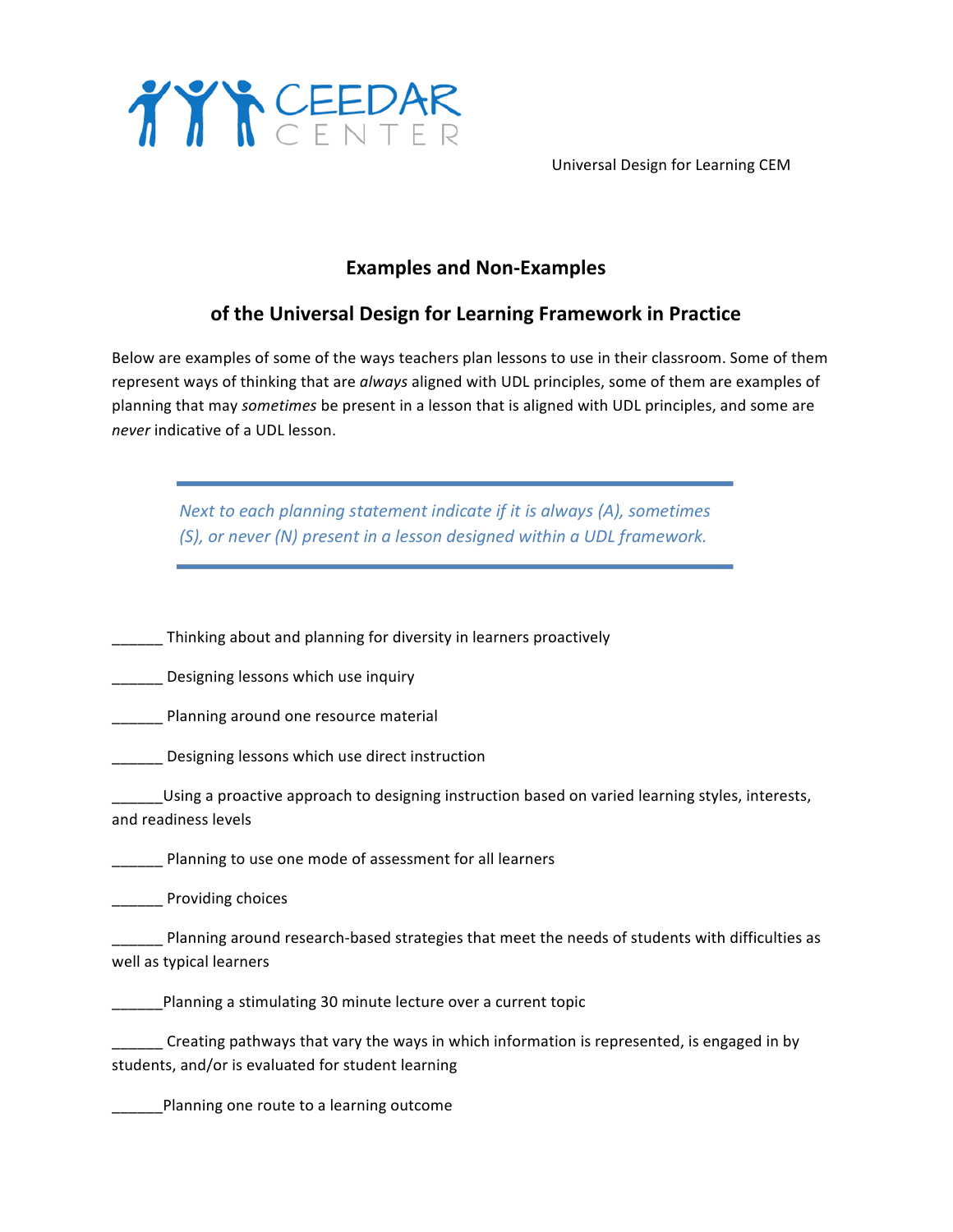CEEDAR CENTER

Universal Design for Learning CEM

## Examples and Non-Examples

## of the Universal Design for Learning Framework in Practice

Below are examples of some of the ways teachers plan lessons to use in their classroom. Some of them represent ways of thinking that are *always* aligned with UDL principles, some of them are examples of planning that may *sometimes* be present in a lesson that is aligned with UDL principles, and some are *never* indicative of a UDL lesson.

> *Next to each planning statement indicate if it is always (A), sometimes (S), or never (N) present in a lesson designed within a UDL framework.*

______ Thinking about and planning for diversity in learners proactively

______ Designing lessons which use inquiry

______ Planning around one resource material

______ Designing lessons which use direct instruction

______Using a proactive approach to designing instruction based on varied learning styles, interests, and readiness levels

______ Planning to use one mode of assessment for all learners

______ Providing choices

______ Planning around research-based strategies that meet the needs of students with difficulties as well as typical learners

______Planning a stimulating 30 minute lecture over a current topic

______ Creating pathways that vary the ways in which information is represented, is engaged in by students, and/or is evaluated for student learning

______Planning one route to a learning outcome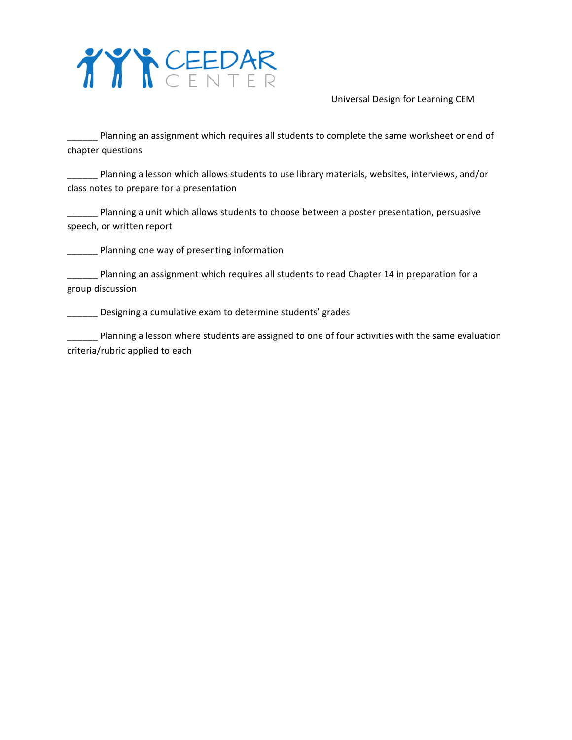______ Planning an assignment which requires all students to complete the same worksheet or end of chapter questions

______ Planning a lesson which allows students to use library materials, websites, interviews, and/or class notes to prepare for a presentation

______ Planning a unit which allows students to choose between a poster presentation, persuasive speech, or written report

______ Planning one way of presenting information

______ Planning an assignment which requires all students to read Chapter 14 in preparation for a group discussion

______ Designing a cumulative exam to determine students' grades

______ Planning a lesson where students are assigned to one of four activities with the same evaluation criteria/rubric applied to each